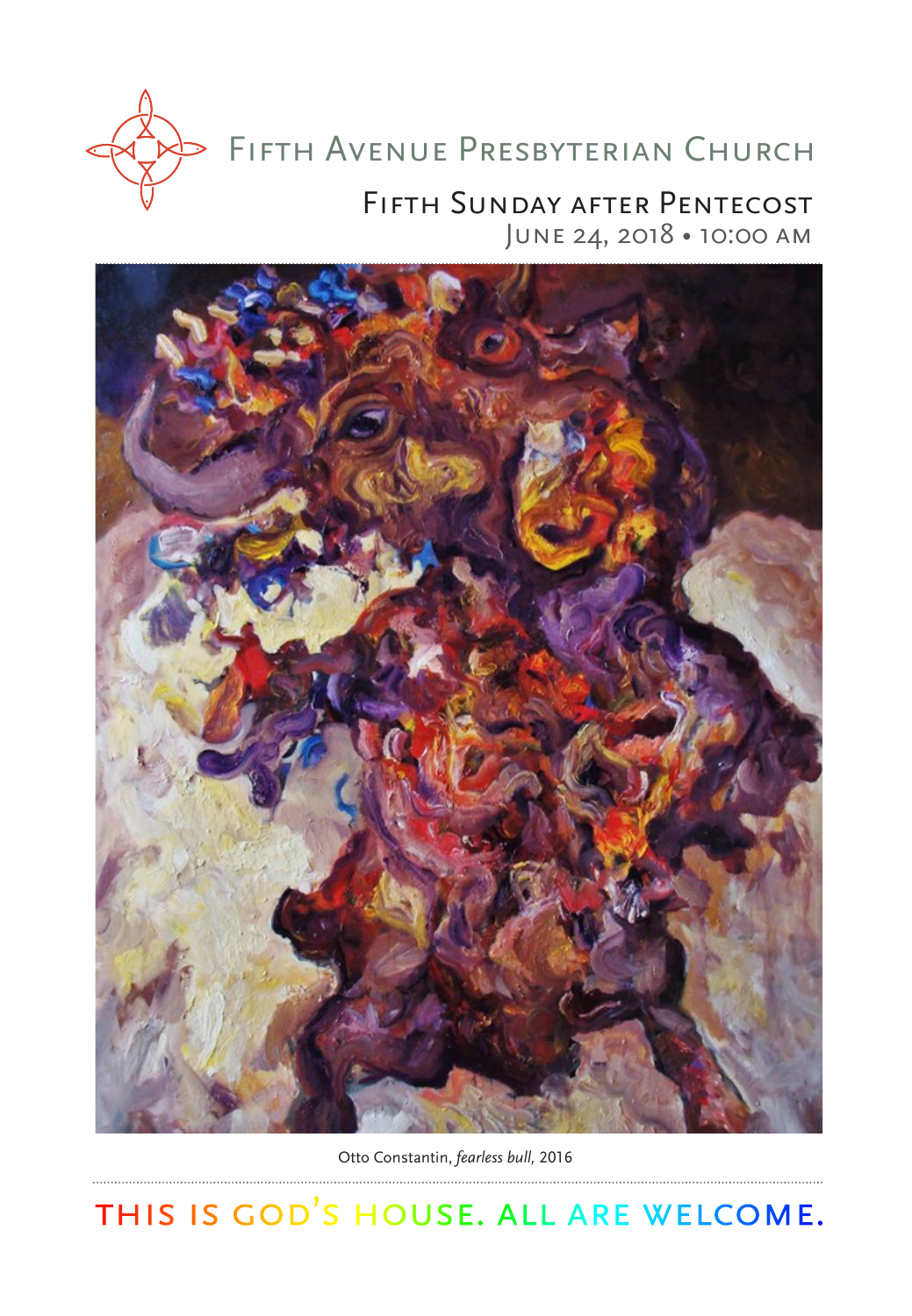# Fifth Avenue Presbyterian Church

## Fifth Sunday after Pentecost

June 24, 2018 • 10:00 AM

Otto Constantin, *fearless bull,* 2016

THIS IS GOD'S HOUSE. ALL ARE WELCOME.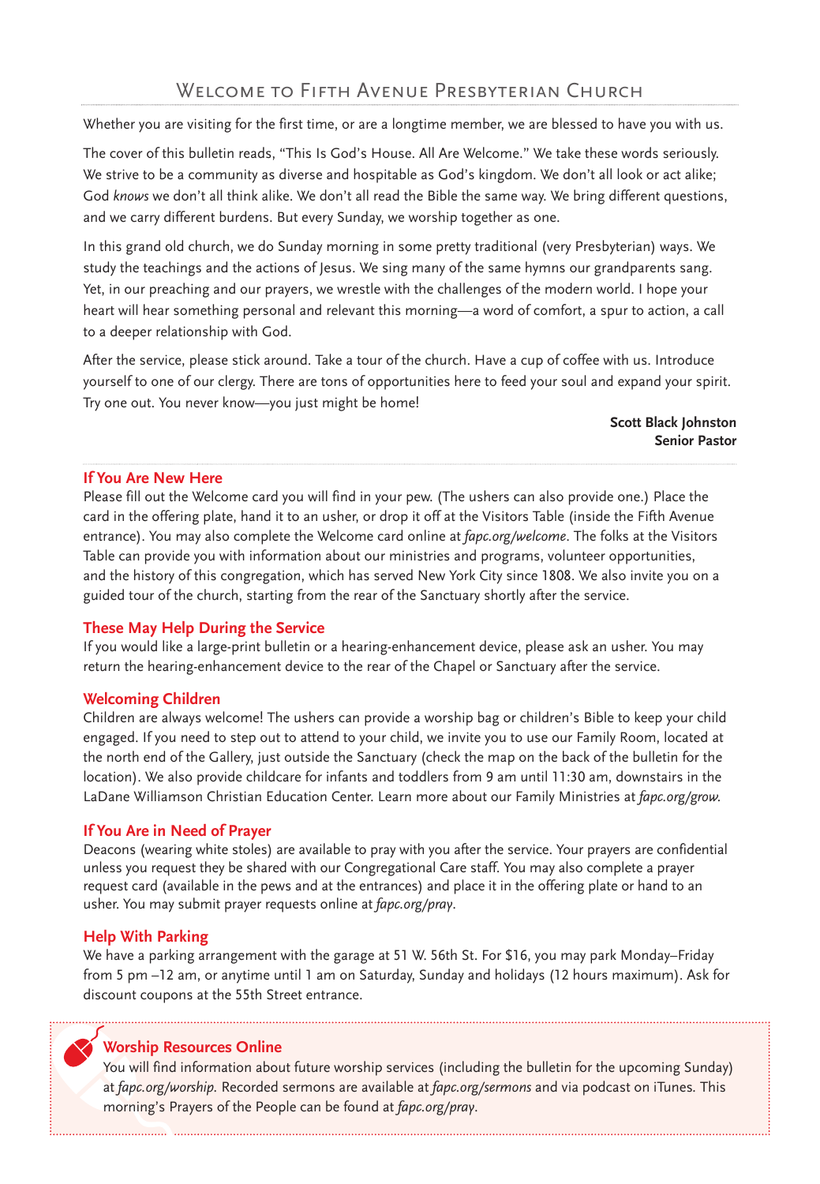# Welcome to Fifth Avenue Presbyterian Church

Whether you are visiting for the first time, or are a longtime member, we are blessed to have you with us.

The cover of this bulletin reads, "This Is God's House. All Are Welcome." We take these words seriously. We strive to be a community as diverse and hospitable as God's kingdom. We don't all look or act alike; God *knows* we don't all think alike. We don't all read the Bible the same way. We bring different questions, and we carry different burdens. But every Sunday, we worship together as one.

In this grand old church, we do Sunday morning in some pretty traditional (very Presbyterian) ways. We study the teachings and the actions of Jesus. We sing many of the same hymns our grandparents sang. Yet, in our preaching and our prayers, we wrestle with the challenges of the modern world. I hope your heart will hear something personal and relevant this morning—a word of comfort, a spur to action, a call to a deeper relationship with God.

After the service, please stick around. Take a tour of the church. Have a cup of coffee with us. Introduce yourself to one of our clergy. There are tons of opportunities here to feed your soul and expand your spirit. Try one out. You never know—you just might be home!

**Scott Black Johnston**
**Senior Pastor**

### If You Are New Here

Please fill out the Welcome card you will find in your pew. (The ushers can also provide one.) Place the card in the offering plate, hand it to an usher, or drop it off at the Visitors Table (inside the Fifth Avenue entrance). You may also complete the Welcome card online at *fapc.org/welcome*. The folks at the Visitors Table can provide you with information about our ministries and programs, volunteer opportunities, and the history of this congregation, which has served New York City since 1808. We also invite you on a guided tour of the church, starting from the rear of the Sanctuary shortly after the service.

### These May Help During the Service

If you would like a large-print bulletin or a hearing-enhancement device, please ask an usher. You may return the hearing-enhancement device to the rear of the Chapel or Sanctuary after the service.

### Welcoming Children

Children are always welcome! The ushers can provide a worship bag or children's Bible to keep your child engaged. If you need to step out to attend to your child, we invite you to use our Family Room, located at the north end of the Gallery, just outside the Sanctuary (check the map on the back of the bulletin for the location). We also provide childcare for infants and toddlers from 9 am until 11:30 am, downstairs in the LaDane Williamson Christian Education Center. Learn more about our Family Ministries at *fapc.org/grow*.

### If You Are in Need of Prayer

Deacons (wearing white stoles) are available to pray with you after the service. Your prayers are confidential unless you request they be shared with our Congregational Care staff. You may also complete a prayer request card (available in the pews and at the entrances) and place it in the offering plate or hand to an usher. You may submit prayer requests online at *fapc.org/pray*.

### Help With Parking

We have a parking arrangement with the garage at 51 W. 56th St. For $16, you may park Monday–Friday from 5 pm –12 am, or anytime until 1 am on Saturday, Sunday and holidays (12 hours maximum). Ask for discount coupons at the 55th Street entrance.

### Worship Resources Online

You will find information about future worship services (including the bulletin for the upcoming Sunday) at *fapc.org/worship.* Recorded sermons are available at *fapc.org/sermons* and via podcast on iTunes. This morning's Prayers of the People can be found at *fapc.org/pray*.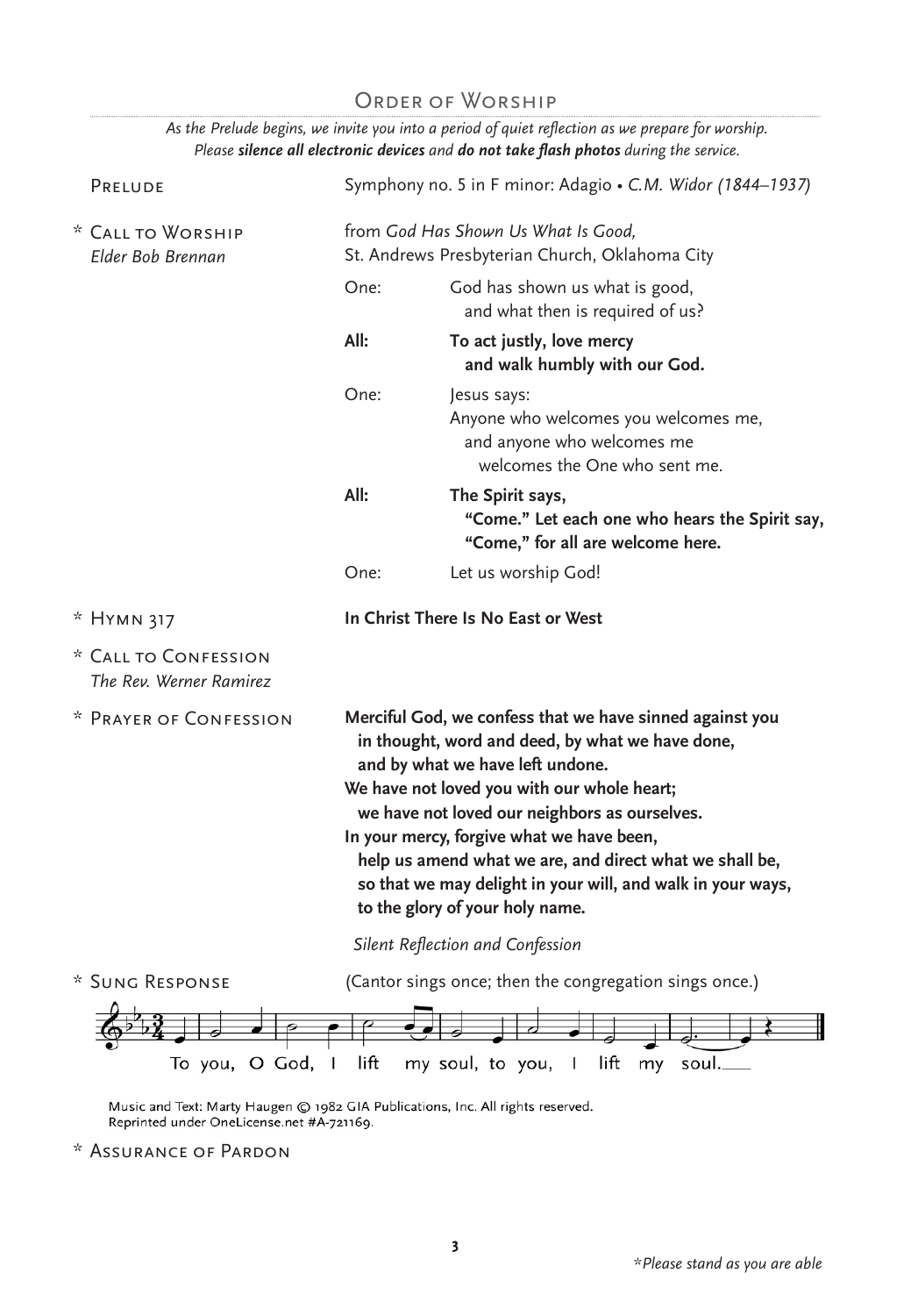## Order of Worship

*As the Prelude begins, we invite you into a period of quiet reflection as we prepare for worship. Please **silence all electronic devices** and **do not take flash photos** during the service.*

Prelude — Symphony no. 5 in F minor: Adagio • *C.M. Widor (1844–1937)*

\* Call to Worship — from *God Has Shown Us What Is Good,* St. Andrews Presbyterian Church, Oklahoma City
*Elder Bob Brennan*

One: God has shown us what is good,
  and what then is required of us?

**All: To act justly, love mercy**
  **and walk humbly with our God.**

One: Jesus says:
Anyone who welcomes you welcomes me,
  and anyone who welcomes me
    welcomes the One who sent me.

**All: The Spirit says,**
  **"Come." Let each one who hears the Spirit say,**
  **"Come," for all are welcome here.**

One: Let us worship God!

\* Hymn 317 — **In Christ There Is No East or West**

\* Call to Confession
*The Rev. Werner Ramirez*

\* Prayer of Confession

**Merciful God, we confess that we have sinned against you**
  **in thought, word and deed, by what we have done,**
  **and by what we have left undone.**
**We have not loved you with our whole heart;**
  **we have not loved our neighbors as ourselves.**
**In your mercy, forgive what we have been,**
  **help us amend what we are, and direct what we shall be,**
  **so that we may delight in your will, and walk in your ways,**
  **to the glory of your holy name.**

*Silent Reflection and Confession*

\* Sung Response — (Cantor sings once; then the congregation sings once.)

To you, O God, I lift my soul, to you, I lift my soul.

Music and Text: Marty Haugen © 1982 GIA Publications, Inc. All rights reserved.
Reprinted under OneLicense.net #A-721169.

\* Assurance of Pardon

*\*Please stand as you are able*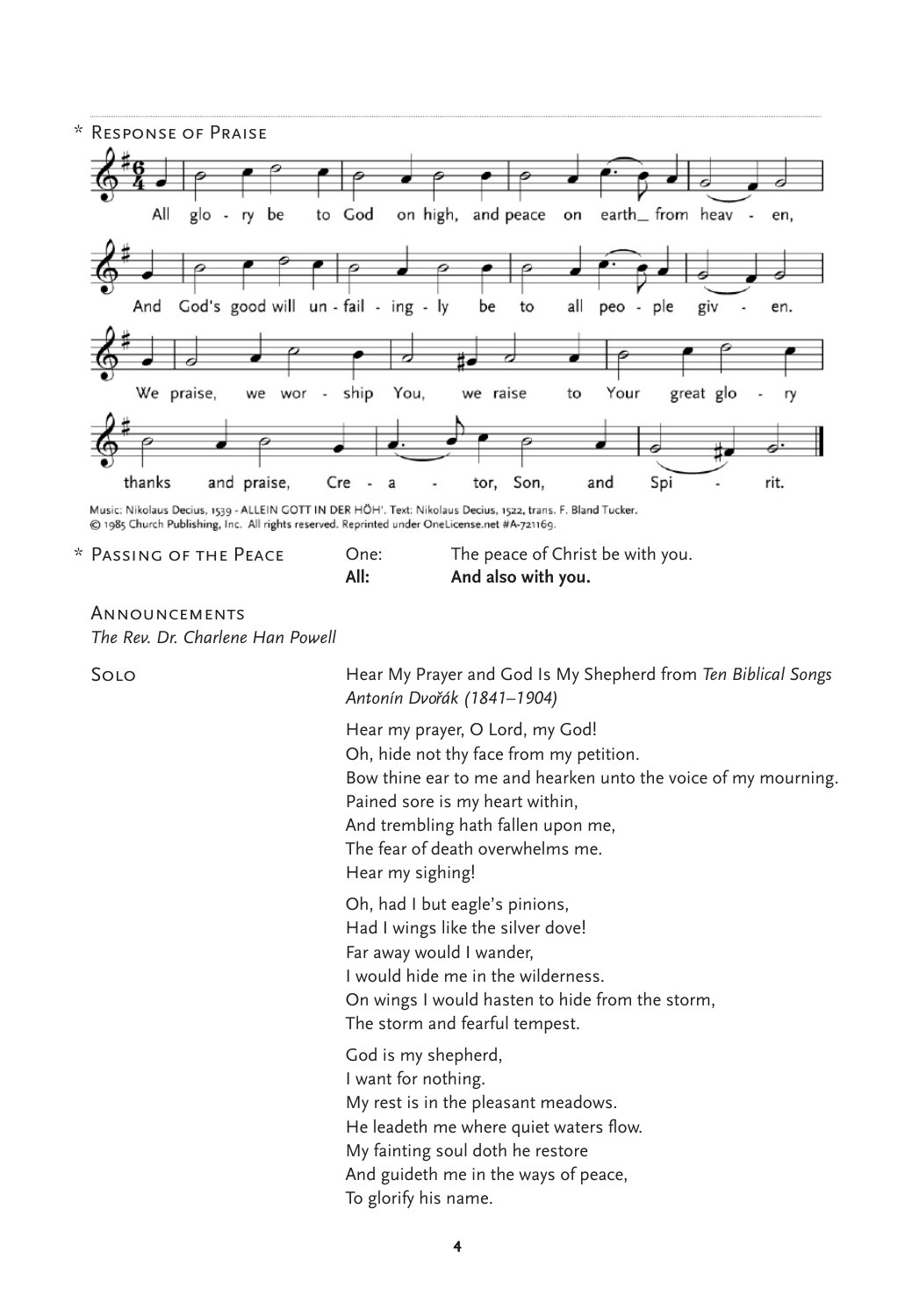\* Response of Praise

All glory be to God on high, and peace on earth from heaven,
And God's good will unfailingly be to all people given.
We praise, we worship You, we raise to Your great glory
thanks and praise, Creator, Son, and Spirit.

Music: Nikolaus Decius, 1539 - ALLEIN GOTT IN DER HÖH'. Text: Nikolaus Decius, 1522, trans. F. Bland Tucker.
© 1985 Church Publishing, Inc. All rights reserved. Reprinted under OneLicense.net #A-721169.

\* Passing of the Peace

One: The peace of Christ be with you.
**All: And also with you.**

Announcements
*The Rev. Dr. Charlene Han Powell*

Solo

Hear My Prayer and God Is My Shepherd from *Ten Biblical Songs*
*Antonín Dvořák (1841–1904)*

Hear my prayer, O Lord, my God!
Oh, hide not thy face from my petition.
Bow thine ear to me and hearken unto the voice of my mourning.
Pained sore is my heart within,
And trembling hath fallen upon me,
The fear of death overwhelms me.
Hear my sighing!

Oh, had I but eagle's pinions,
Had I wings like the silver dove!
Far away would I wander,
I would hide me in the wilderness.
On wings I would hasten to hide from the storm,
The storm and fearful tempest.

God is my shepherd,
I want for nothing.
My rest is in the pleasant meadows.
He leadeth me where quiet waters flow.
My fainting soul doth he restore
And guideth me in the ways of peace,
To glorify his name.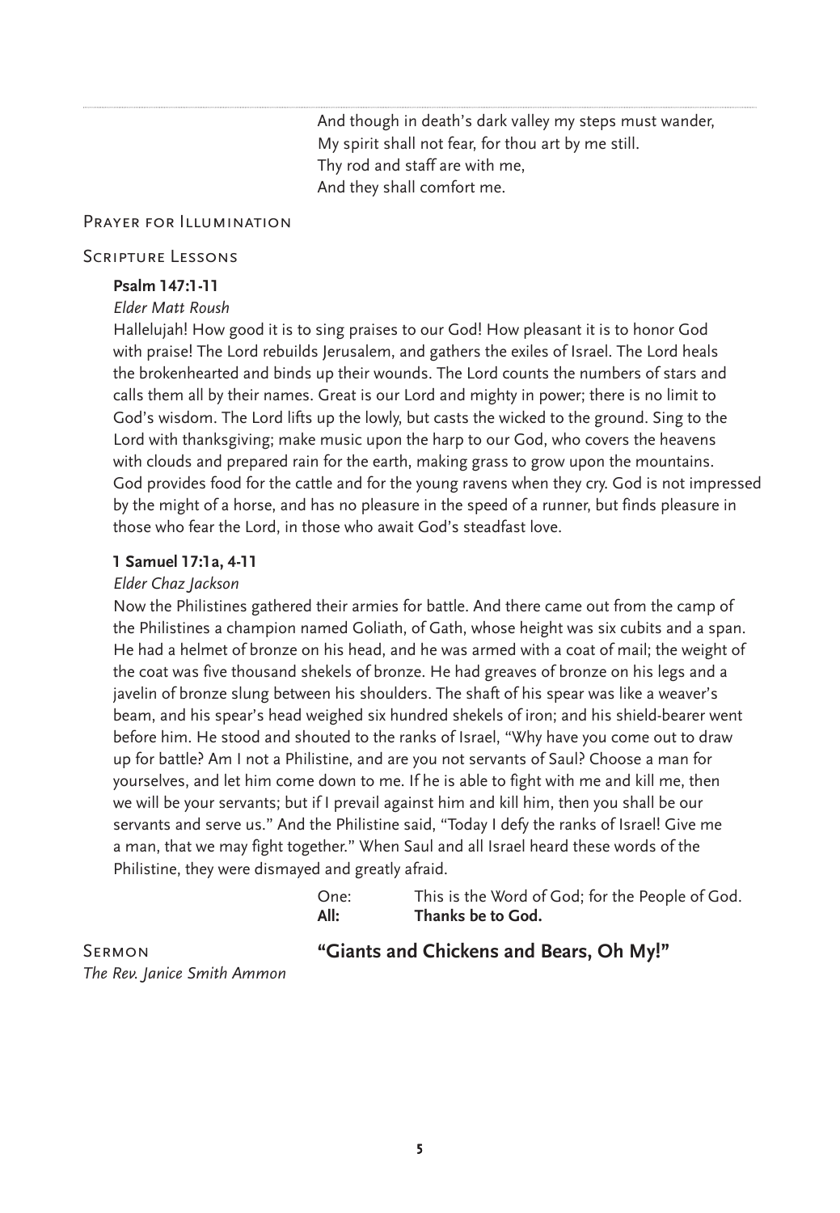And though in death's dark valley my steps must wander,
My spirit shall not fear, for thou art by me still.
Thy rod and staff are with me,
And they shall comfort me.

## Prayer for Illumination

## Scripture Lessons

**Psalm 147:1-11**

*Elder Matt Roush*

Hallelujah! How good it is to sing praises to our God! How pleasant it is to honor God with praise! The Lord rebuilds Jerusalem, and gathers the exiles of Israel. The Lord heals the brokenhearted and binds up their wounds. The Lord counts the numbers of stars and calls them all by their names. Great is our Lord and mighty in power; there is no limit to God's wisdom. The Lord lifts up the lowly, but casts the wicked to the ground. Sing to the Lord with thanksgiving; make music upon the harp to our God, who covers the heavens with clouds and prepared rain for the earth, making grass to grow upon the mountains. God provides food for the cattle and for the young ravens when they cry. God is not impressed by the might of a horse, and has no pleasure in the speed of a runner, but finds pleasure in those who fear the Lord, in those who await God's steadfast love.

**1 Samuel 17:1a, 4-11**

*Elder Chaz Jackson*

Now the Philistines gathered their armies for battle. And there came out from the camp of the Philistines a champion named Goliath, of Gath, whose height was six cubits and a span. He had a helmet of bronze on his head, and he was armed with a coat of mail; the weight of the coat was five thousand shekels of bronze. He had greaves of bronze on his legs and a javelin of bronze slung between his shoulders. The shaft of his spear was like a weaver's beam, and his spear's head weighed six hundred shekels of iron; and his shield-bearer went before him. He stood and shouted to the ranks of Israel, "Why have you come out to draw up for battle? Am I not a Philistine, and are you not servants of Saul? Choose a man for yourselves, and let him come down to me. If he is able to fight with me and kill me, then we will be your servants; but if I prevail against him and kill him, then you shall be our servants and serve us." And the Philistine said, "Today I defy the ranks of Israel! Give me a man, that we may fight together." When Saul and all Israel heard these words of the Philistine, they were dismayed and greatly afraid.

One: This is the Word of God; for the People of God.
**All: Thanks be to God.**

## Sermon **"Giants and Chickens and Bears, Oh My!"**

*The Rev. Janice Smith Ammon*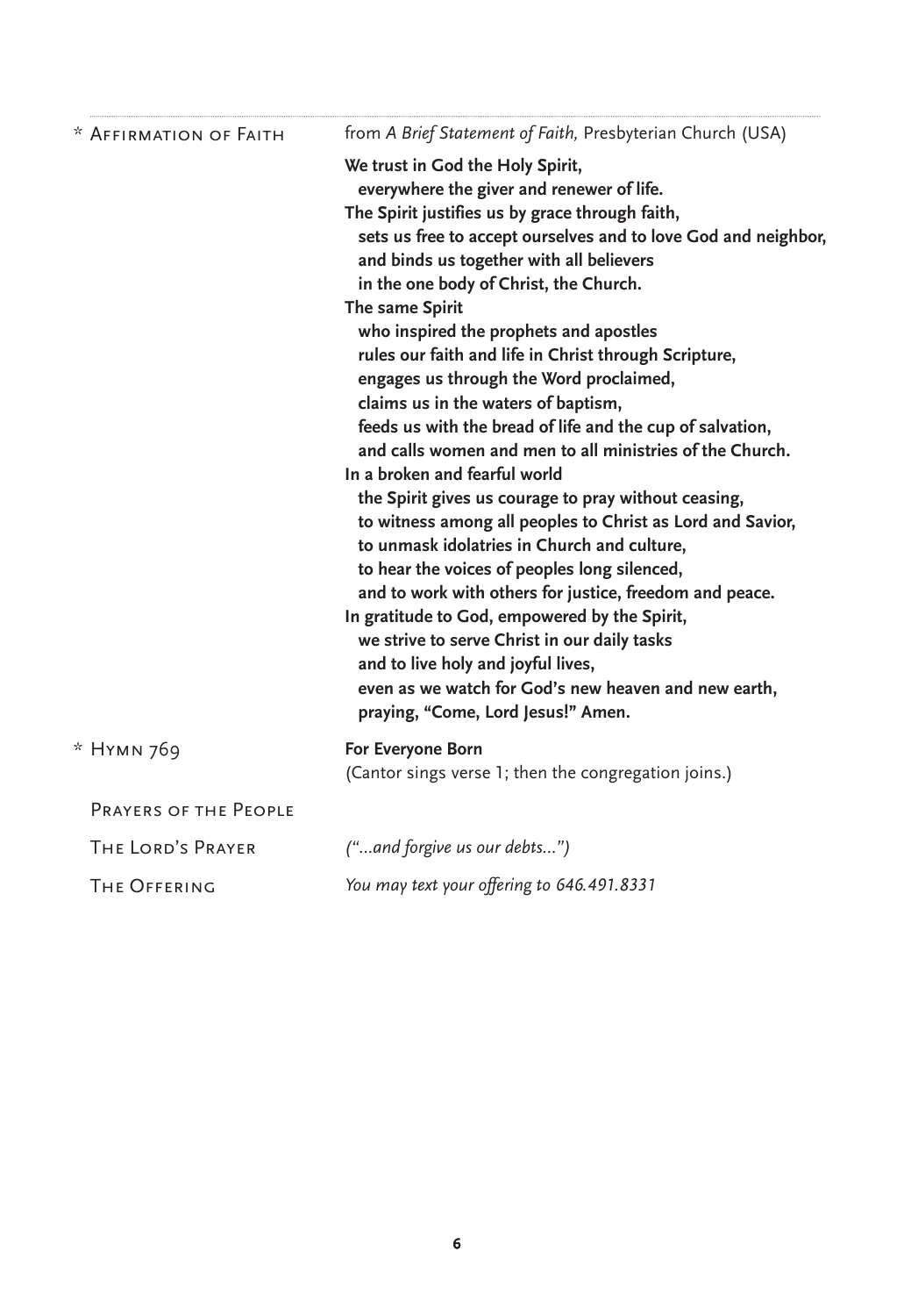\* AFFIRMATION OF FAITH — from *A Brief Statement of Faith,* Presbyterian Church (USA)

**We trust in God the Holy Spirit,**
**everywhere the giver and renewer of life.**
**The Spirit justifies us by grace through faith,**
**sets us free to accept ourselves and to love God and neighbor,**
**and binds us together with all believers**
**in the one body of Christ, the Church.**
**The same Spirit**
**who inspired the prophets and apostles**
**rules our faith and life in Christ through Scripture,**
**engages us through the Word proclaimed,**
**claims us in the waters of baptism,**
**feeds us with the bread of life and the cup of salvation,**
**and calls women and men to all ministries of the Church.**
**In a broken and fearful world**
**the Spirit gives us courage to pray without ceasing,**
**to witness among all peoples to Christ as Lord and Savior,**
**to unmask idolatries in Church and culture,**
**to hear the voices of peoples long silenced,**
**and to work with others for justice, freedom and peace.**
**In gratitude to God, empowered by the Spirit,**
**we strive to serve Christ in our daily tasks**
**and to live holy and joyful lives,**
**even as we watch for God's new heaven and new earth,**
**praying, "Come, Lord Jesus!" Amen.**

\* HYMN 769 — **For Everyone Born**
(Cantor sings verse 1; then the congregation joins.)

PRAYERS OF THE PEOPLE

THE LORD'S PRAYER — *("...and forgive us our debts...")*

THE OFFERING — *You may text your offering to 646.491.8331*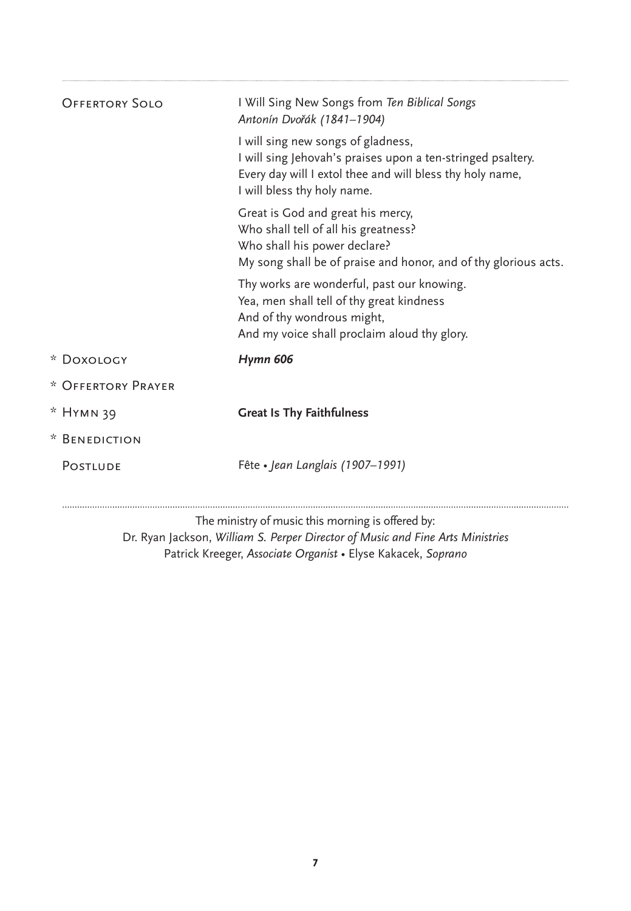**Offertory Solo** — I Will Sing New Songs from *Ten Biblical Songs*
*Antonín Dvořák (1841–1904)*

I will sing new songs of gladness,
I will sing Jehovah's praises upon a ten-stringed psaltery.
Every day will I extol thee and will bless thy holy name,
I will bless thy holy name.

Great is God and great his mercy,
Who shall tell of all his greatness?
Who shall his power declare?
My song shall be of praise and honor, and of thy glorious acts.

Thy works are wonderful, past our knowing.
Yea, men shall tell of thy great kindness
And of thy wondrous might,
And my voice shall proclaim aloud thy glory.

\* **Doxology** — ***Hymn 606***

\* **Offertory Prayer**

\* **Hymn 39** — **Great Is Thy Faithfulness**

\* **Benediction**

**Postlude** — Fête • *Jean Langlais (1907–1991)*

---

The ministry of music this morning is offered by:
Dr. Ryan Jackson, *William S. Perper Director of Music and Fine Arts Ministries*
Patrick Kreeger, *Associate Organist* • Elyse Kakacek, *Soprano*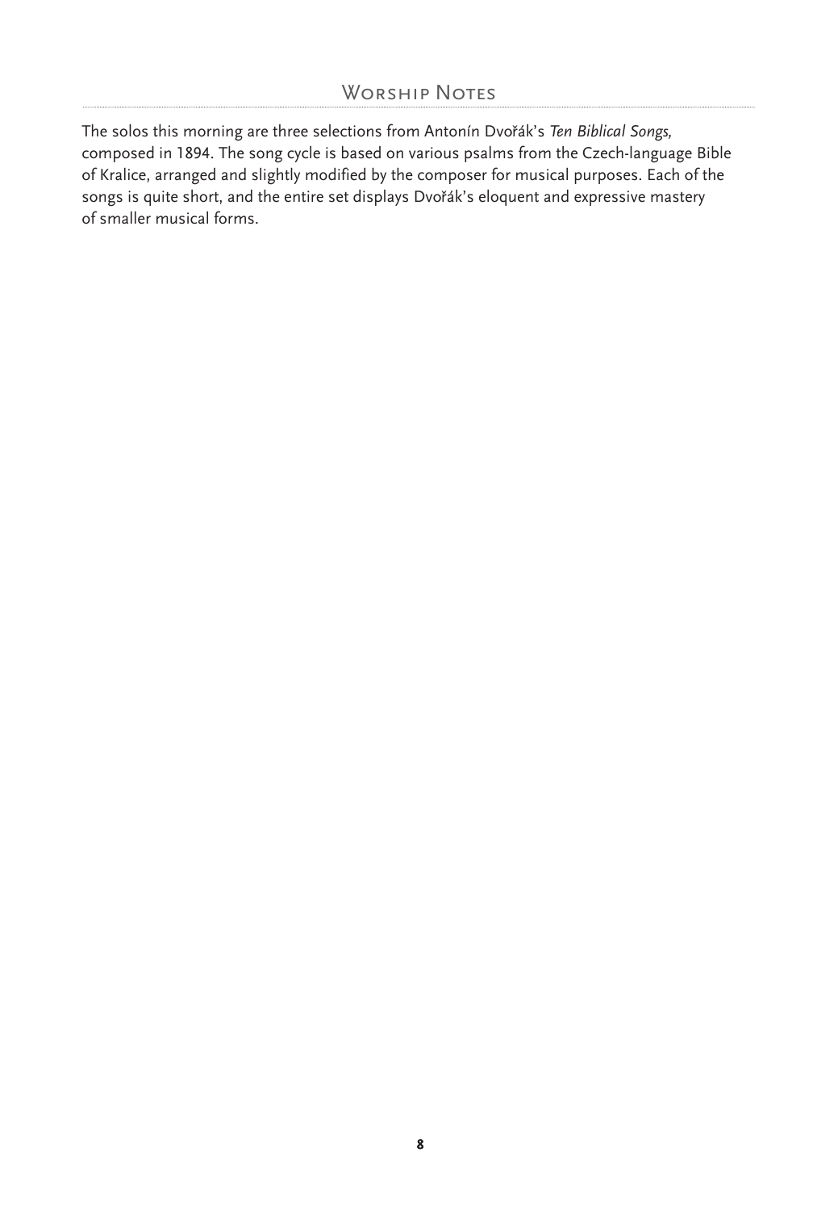## Worship Notes

The solos this morning are three selections from Antonín Dvořák's *Ten Biblical Songs,* composed in 1894. The song cycle is based on various psalms from the Czech-language Bible of Kralice, arranged and slightly modified by the composer for musical purposes. Each of the songs is quite short, and the entire set displays Dvořák's eloquent and expressive mastery of smaller musical forms.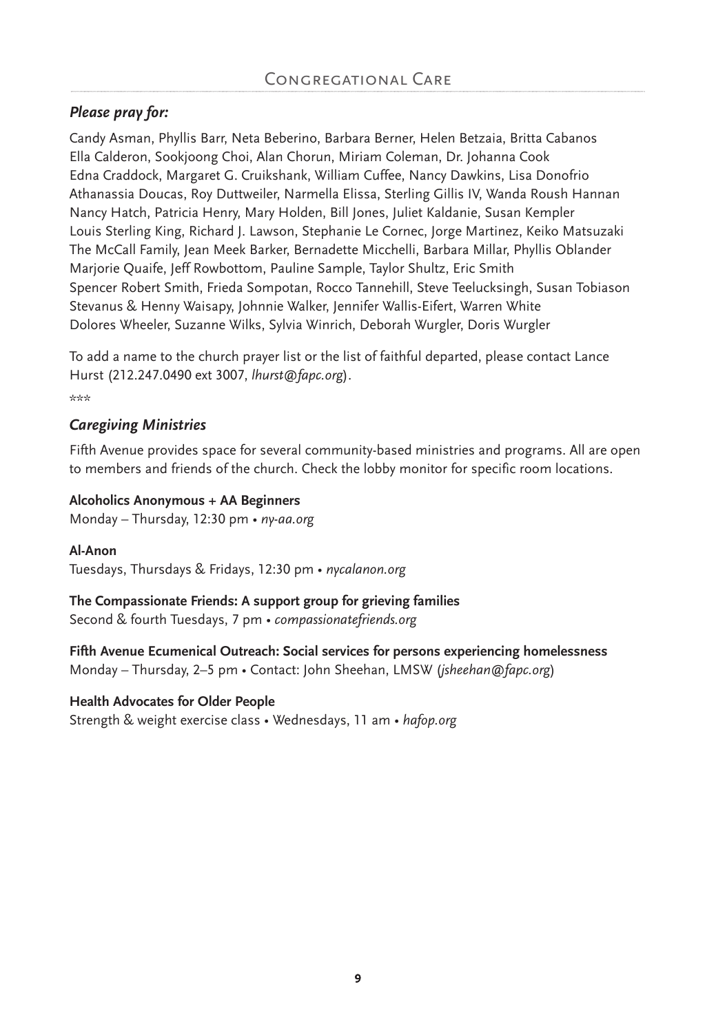## Congregational Care

### *Please pray for:*

Candy Asman, Phyllis Barr, Neta Beberino, Barbara Berner, Helen Betzaia, Britta Cabanos
Ella Calderon, Sookjoong Choi, Alan Chorun, Miriam Coleman, Dr. Johanna Cook
Edna Craddock, Margaret G. Cruikshank, William Cuffee, Nancy Dawkins, Lisa Donofrio
Athanassia Doucas, Roy Duttweiler, Narmella Elissa, Sterling Gillis IV, Wanda Roush Hannan
Nancy Hatch, Patricia Henry, Mary Holden, Bill Jones, Juliet Kaldanie, Susan Kempler
Louis Sterling King, Richard J. Lawson, Stephanie Le Cornec, Jorge Martinez, Keiko Matsuzaki
The McCall Family, Jean Meek Barker, Bernadette Micchelli, Barbara Millar, Phyllis Oblander
Marjorie Quaife, Jeff Rowbottom, Pauline Sample, Taylor Shultz, Eric Smith
Spencer Robert Smith, Frieda Sompotan, Rocco Tannehill, Steve Teelucksingh, Susan Tobiason
Stevanus & Henny Waisapy, Johnnie Walker, Jennifer Wallis-Eifert, Warren White
Dolores Wheeler, Suzanne Wilks, Sylvia Winrich, Deborah Wurgler, Doris Wurgler

To add a name to the church prayer list or the list of faithful departed, please contact Lance Hurst (212.247.0490 ext 3007, *lhurst@fapc.org*).

***

### *Caregiving Ministries*

Fifth Avenue provides space for several community-based ministries and programs. All are open to members and friends of the church. Check the lobby monitor for specific room locations.

**Alcoholics Anonymous + AA Beginners**
Monday – Thursday, 12:30 pm • *ny-aa.org*

**Al-Anon**
Tuesdays, Thursdays & Fridays, 12:30 pm • *nycalanon.org*

**The Compassionate Friends: A support group for grieving families**
Second & fourth Tuesdays, 7 pm • *compassionatefriends.org*

**Fifth Avenue Ecumenical Outreach: Social services for persons experiencing homelessness**
Monday – Thursday, 2–5 pm • Contact: John Sheehan, LMSW (*jsheehan@fapc.org*)

**Health Advocates for Older People**
Strength & weight exercise class • Wednesdays, 11 am • *hafop.org*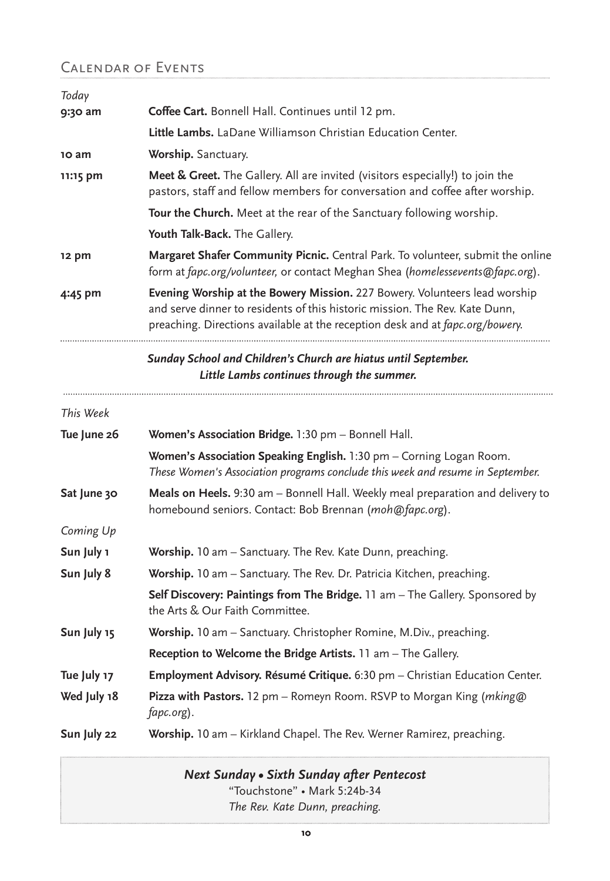## Calendar of Events

*Today*

| | |
|---|---|
| **9:30 am** | **Coffee Cart.** Bonnell Hall. Continues until 12 pm. |
| | **Little Lambs.** LaDane Williamson Christian Education Center. |
| **10 am** | **Worship.** Sanctuary. |
| **11:15 pm** | **Meet & Greet.** The Gallery. All are invited (visitors especially!) to join the pastors, staff and fellow members for conversation and coffee after worship. |
| | **Tour the Church.** Meet at the rear of the Sanctuary following worship. |
| | **Youth Talk-Back.** The Gallery. |
| **12 pm** | **Margaret Shafer Community Picnic.** Central Park. To volunteer, submit the online form at *fapc.org/volunteer,* or contact Meghan Shea (*homelessevents@fapc.org*). |
| **4:45 pm** | **Evening Worship at the Bowery Mission.** 227 Bowery. Volunteers lead worship and serve dinner to residents of this historic mission. The Rev. Kate Dunn, preaching. Directions available at the reception desk and at *fapc.org/bowery.* |

***Sunday School and Children's Church are hiatus until September.***
***Little Lambs continues through the summer.***

*This Week*

| | |
|---|---|
| **Tue June 26** | **Women's Association Bridge.** 1:30 pm – Bonnell Hall. |
| | **Women's Association Speaking English.** 1:30 pm – Corning Logan Room. *These Women's Association programs conclude this week and resume in September.* |
| **Sat June 30** | **Meals on Heels.** 9:30 am – Bonnell Hall. Weekly meal preparation and delivery to homebound seniors. Contact: Bob Brennan (*moh@fapc.org*). |

*Coming Up*

| | |
|---|---|
| **Sun July 1** | **Worship.** 10 am – Sanctuary. The Rev. Kate Dunn, preaching. |
| **Sun July 8** | **Worship.** 10 am – Sanctuary. The Rev. Dr. Patricia Kitchen, preaching. |
| | **Self Discovery: Paintings from The Bridge.** 11 am – The Gallery. Sponsored by the Arts & Our Faith Committee. |
| **Sun July 15** | **Worship.** 10 am – Sanctuary. Christopher Romine, M.Div., preaching. |
| | **Reception to Welcome the Bridge Artists.** 11 am – The Gallery. |
| **Tue July 17** | **Employment Advisory. Résumé Critique.** 6:30 pm – Christian Education Center. |
| **Wed July 18** | **Pizza with Pastors.** 12 pm – Romeyn Room. RSVP to Morgan King (*mking@fapc.org*). |
| **Sun July 22** | **Worship.** 10 am – Kirkland Chapel. The Rev. Werner Ramirez, preaching. |

***Next Sunday • Sixth Sunday after Pentecost***
"Touchstone" • Mark 5:24b-34
*The Rev. Kate Dunn, preaching.*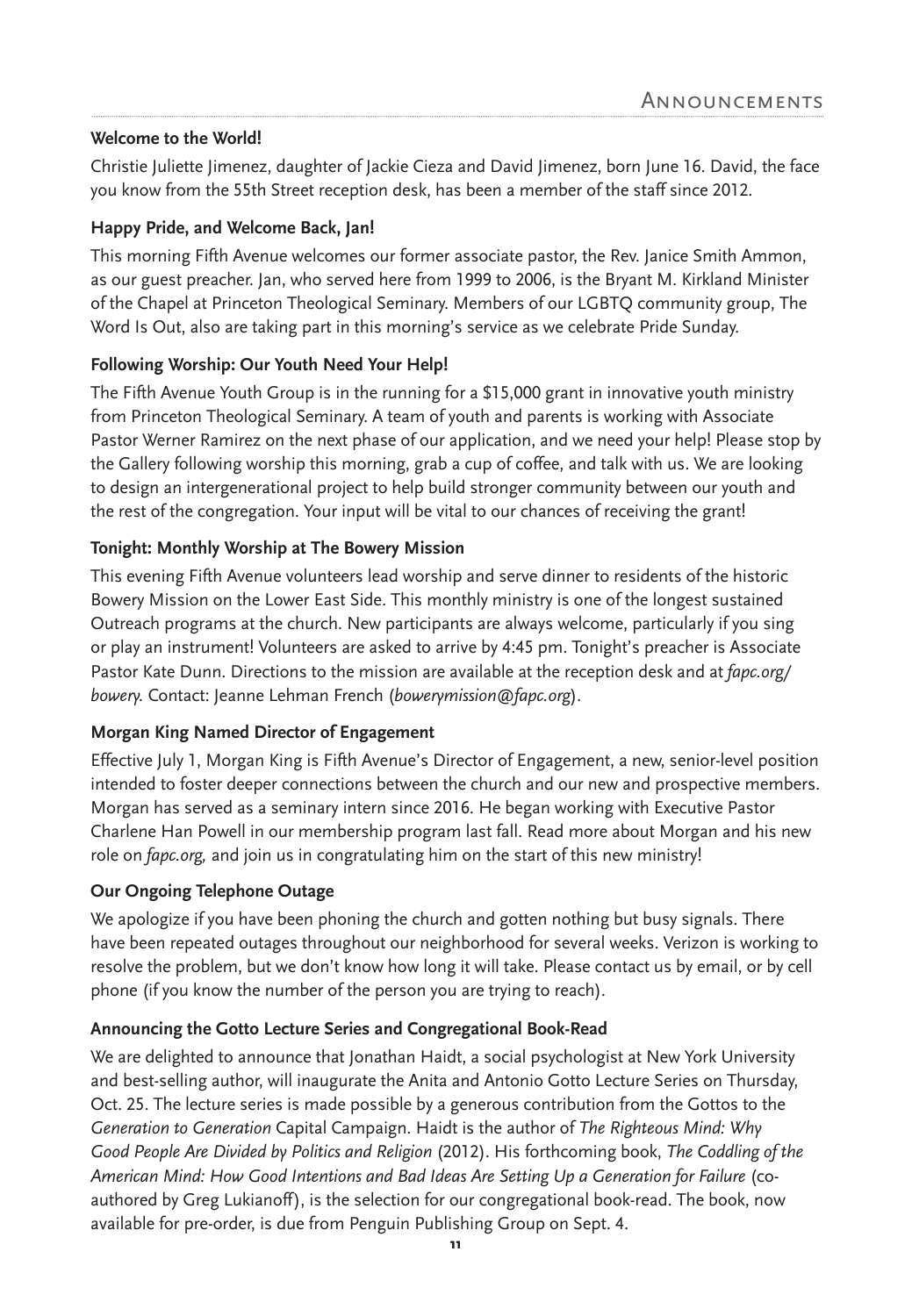# Announcements

### Welcome to the World!

Christie Juliette Jimenez, daughter of Jackie Cieza and David Jimenez, born June 16. David, the face you know from the 55th Street reception desk, has been a member of the staff since 2012.

### Happy Pride, and Welcome Back, Jan!

This morning Fifth Avenue welcomes our former associate pastor, the Rev. Janice Smith Ammon, as our guest preacher. Jan, who served here from 1999 to 2006, is the Bryant M. Kirkland Minister of the Chapel at Princeton Theological Seminary. Members of our LGBTQ community group, The Word Is Out, also are taking part in this morning's service as we celebrate Pride Sunday.

### Following Worship: Our Youth Need Your Help!

The Fifth Avenue Youth Group is in the running for a $15,000 grant in innovative youth ministry from Princeton Theological Seminary. A team of youth and parents is working with Associate Pastor Werner Ramirez on the next phase of our application, and we need your help! Please stop by the Gallery following worship this morning, grab a cup of coffee, and talk with us. We are looking to design an intergenerational project to help build stronger community between our youth and the rest of the congregation. Your input will be vital to our chances of receiving the grant!

### Tonight: Monthly Worship at The Bowery Mission

This evening Fifth Avenue volunteers lead worship and serve dinner to residents of the historic Bowery Mission on the Lower East Side. This monthly ministry is one of the longest sustained Outreach programs at the church. New participants are always welcome, particularly if you sing or play an instrument! Volunteers are asked to arrive by 4:45 pm. Tonight's preacher is Associate Pastor Kate Dunn. Directions to the mission are available at the reception desk and at *fapc.org/bowery.* Contact: Jeanne Lehman French (*bowerymission@fapc.org*).

### Morgan King Named Director of Engagement

Effective July 1, Morgan King is Fifth Avenue's Director of Engagement, a new, senior-level position intended to foster deeper connections between the church and our new and prospective members. Morgan has served as a seminary intern since 2016. He began working with Executive Pastor Charlene Han Powell in our membership program last fall. Read more about Morgan and his new role on *fapc.org,* and join us in congratulating him on the start of this new ministry!

### Our Ongoing Telephone Outage

We apologize if you have been phoning the church and gotten nothing but busy signals. There have been repeated outages throughout our neighborhood for several weeks. Verizon is working to resolve the problem, but we don't know how long it will take. Please contact us by email, or by cell phone (if you know the number of the person you are trying to reach).

### Announcing the Gotto Lecture Series and Congregational Book-Read

We are delighted to announce that Jonathan Haidt, a social psychologist at New York University and best-selling author, will inaugurate the Anita and Antonio Gotto Lecture Series on Thursday, Oct. 25. The lecture series is made possible by a generous contribution from the Gottos to the *Generation to Generation* Capital Campaign. Haidt is the author of *The Righteous Mind: Why Good People Are Divided by Politics and Religion* (2012). His forthcoming book, *The Coddling of the American Mind: How Good Intentions and Bad Ideas Are Setting Up a Generation for Failure* (co-authored by Greg Lukianoff), is the selection for our congregational book-read. The book, now available for pre-order, is due from Penguin Publishing Group on Sept. 4.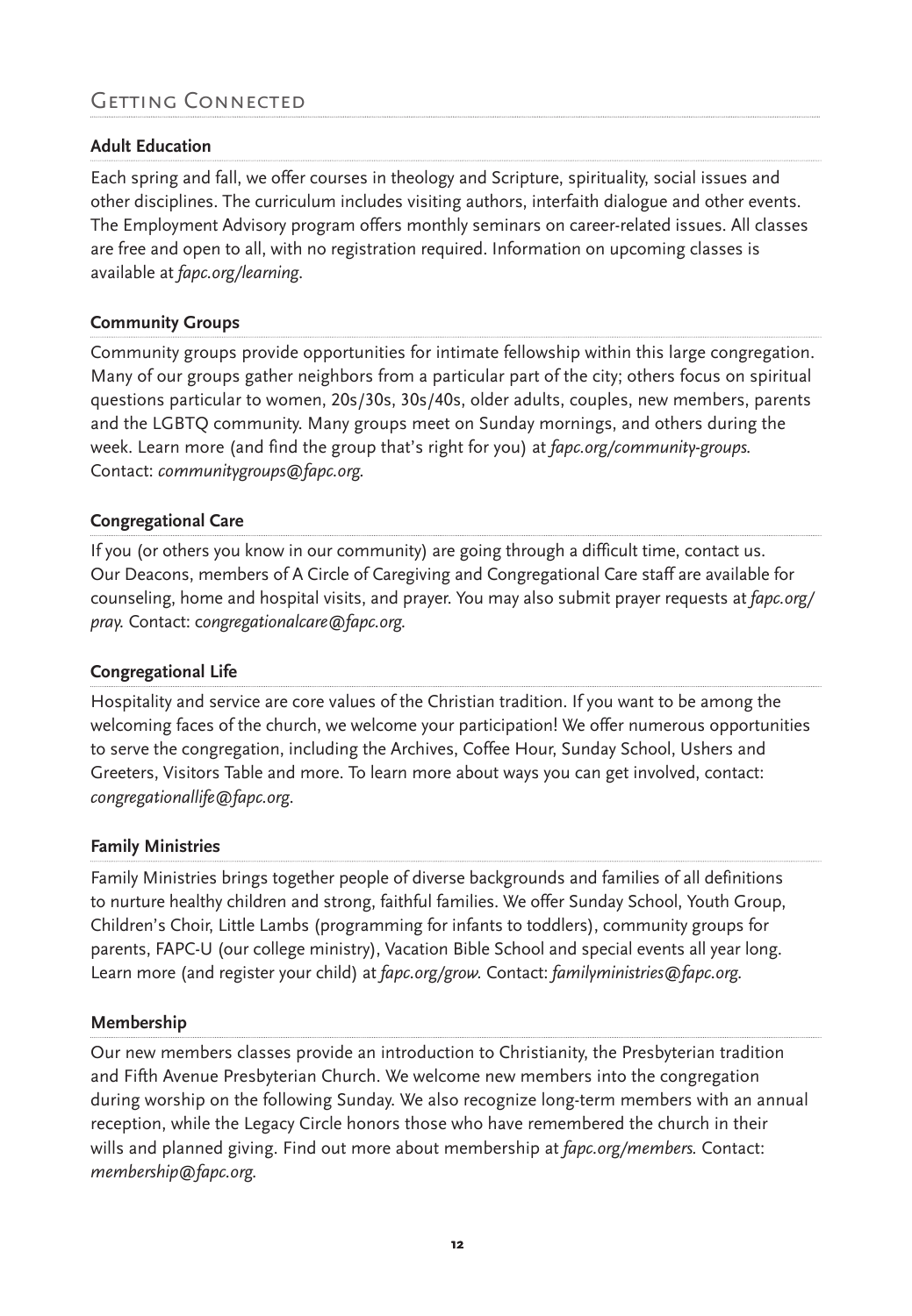## Getting Connected

### Adult Education

Each spring and fall, we offer courses in theology and Scripture, spirituality, social issues and other disciplines. The curriculum includes visiting authors, interfaith dialogue and other events. The Employment Advisory program offers monthly seminars on career-related issues. All classes are free and open to all, with no registration required. Information on upcoming classes is available at *fapc.org/learning*.

### Community Groups

Community groups provide opportunities for intimate fellowship within this large congregation. Many of our groups gather neighbors from a particular part of the city; others focus on spiritual questions particular to women, 20s/30s, 30s/40s, older adults, couples, new members, parents and the LGBTQ community. Many groups meet on Sunday mornings, and others during the week. Learn more (and find the group that's right for you) at *fapc.org/community-groups*. Contact: *communitygroups@fapc.org*.

### Congregational Care

If you (or others you know in our community) are going through a difficult time, contact us. Our Deacons, members of A Circle of Caregiving and Congregational Care staff are available for counseling, home and hospital visits, and prayer. You may also submit prayer requests at *fapc.org/pray*. Contact: *congregationalcare@fapc.org*.

### Congregational Life

Hospitality and service are core values of the Christian tradition. If you want to be among the welcoming faces of the church, we welcome your participation! We offer numerous opportunities to serve the congregation, including the Archives, Coffee Hour, Sunday School, Ushers and Greeters, Visitors Table and more. To learn more about ways you can get involved, contact: *congregationallife@fapc.org*.

### Family Ministries

Family Ministries brings together people of diverse backgrounds and families of all definitions to nurture healthy children and strong, faithful families. We offer Sunday School, Youth Group, Children's Choir, Little Lambs (programming for infants to toddlers), community groups for parents, FAPC-U (our college ministry), Vacation Bible School and special events all year long. Learn more (and register your child) at *fapc.org/grow*. Contact: *familyministries@fapc.org*.

### Membership

Our new members classes provide an introduction to Christianity, the Presbyterian tradition and Fifth Avenue Presbyterian Church. We welcome new members into the congregation during worship on the following Sunday. We also recognize long-term members with an annual reception, while the Legacy Circle honors those who have remembered the church in their wills and planned giving. Find out more about membership at *fapc.org/members*. Contact: *membership@fapc.org*.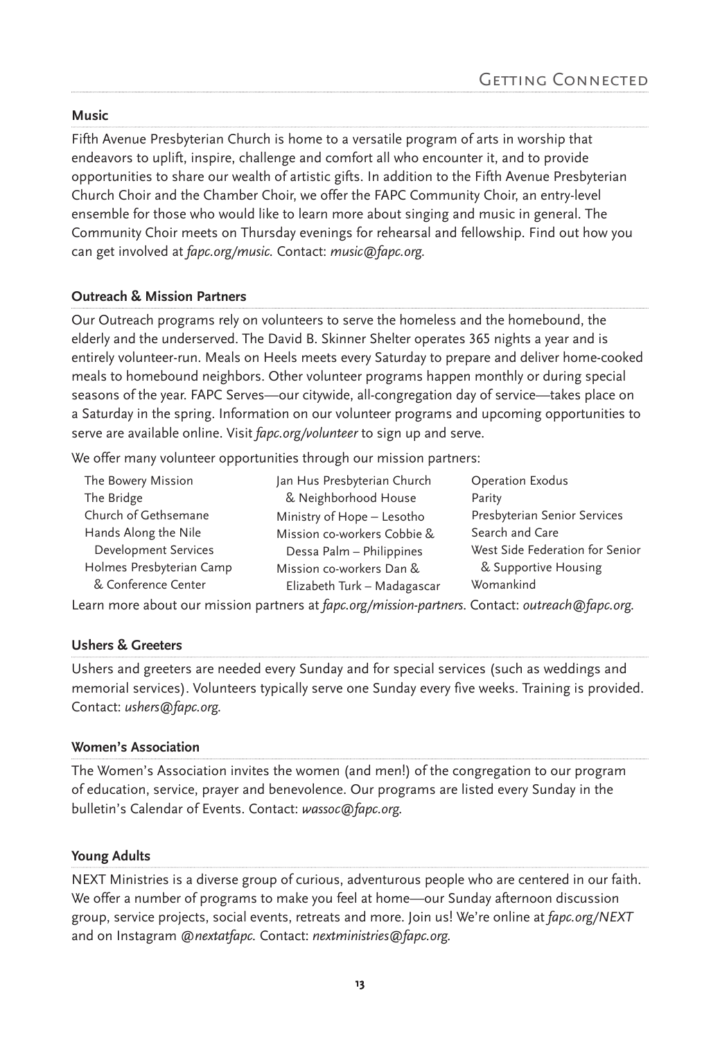# Getting Connected

## Music

Fifth Avenue Presbyterian Church is home to a versatile program of arts in worship that endeavors to uplift, inspire, challenge and comfort all who encounter it, and to provide opportunities to share our wealth of artistic gifts. In addition to the Fifth Avenue Presbyterian Church Choir and the Chamber Choir, we offer the FAPC Community Choir, an entry-level ensemble for those who would like to learn more about singing and music in general. The Community Choir meets on Thursday evenings for rehearsal and fellowship. Find out how you can get involved at *fapc.org/music.* Contact: *music@fapc.org.*

## Outreach & Mission Partners

Our Outreach programs rely on volunteers to serve the homeless and the homebound, the elderly and the underserved. The David B. Skinner Shelter operates 365 nights a year and is entirely volunteer-run. Meals on Heels meets every Saturday to prepare and deliver home-cooked meals to homebound neighbors. Other volunteer programs happen monthly or during special seasons of the year. FAPC Serves—our citywide, all-congregation day of service—takes place on a Saturday in the spring. Information on our volunteer programs and upcoming opportunities to serve are available online. Visit *fapc.org/volunteer* to sign up and serve.

We offer many volunteer opportunities through our mission partners:

- The Bowery Mission
- The Bridge
- Church of Gethsemane
- Hands Along the Nile Development Services
- Holmes Presbyterian Camp & Conference Center
- Jan Hus Presbyterian Church & Neighborhood House
- Ministry of Hope – Lesotho
- Mission co-workers Cobbie & Dessa Palm – Philippines
- Mission co-workers Dan & Elizabeth Turk – Madagascar
- Operation Exodus
- Parity
- Presbyterian Senior Services
- Search and Care
- West Side Federation for Senior & Supportive Housing
- Womankind

Learn more about our mission partners at *fapc.org/mission-partners*. Contact: *outreach@fapc.org.*

## Ushers & Greeters

Ushers and greeters are needed every Sunday and for special services (such as weddings and memorial services). Volunteers typically serve one Sunday every five weeks. Training is provided. Contact: *ushers@fapc.org.*

## Women's Association

The Women's Association invites the women (and men!) of the congregation to our program of education, service, prayer and benevolence. Our programs are listed every Sunday in the bulletin's Calendar of Events. Contact: *wassoc@fapc.org.*

## Young Adults

NEXT Ministries is a diverse group of curious, adventurous people who are centered in our faith. We offer a number of programs to make you feel at home—our Sunday afternoon discussion group, service projects, social events, retreats and more. Join us! We're online at *fapc.org/NEXT* and on Instagram *@nextatfapc.* Contact: *nextministries@fapc.org.*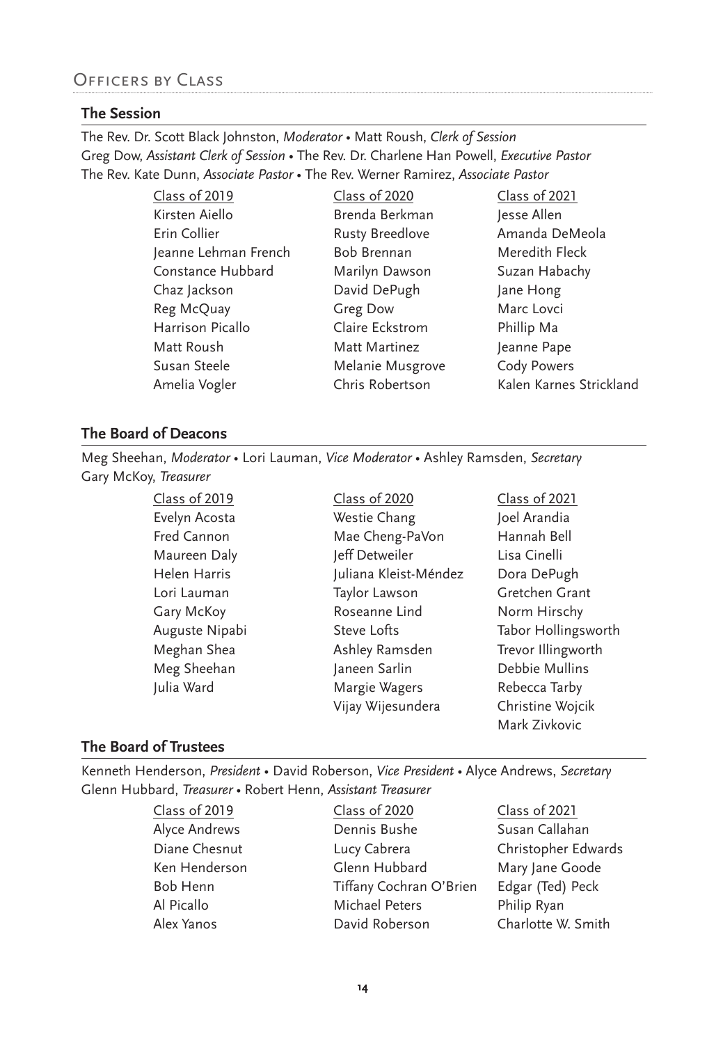## Officers by Class

### The Session

The Rev. Dr. Scott Black Johnston, *Moderator* • Matt Roush, *Clerk of Session*
Greg Dow, *Assistant Clerk of Session* • The Rev. Dr. Charlene Han Powell, *Executive Pastor*
The Rev. Kate Dunn, *Associate Pastor* • The Rev. Werner Ramirez, *Associate Pastor*

| Class of 2019 | Class of 2020 | Class of 2021 |
|---|---|---|
| Kirsten Aiello | Brenda Berkman | Jesse Allen |
| Erin Collier | Rusty Breedlove | Amanda DeMeola |
| Jeanne Lehman French | Bob Brennan | Meredith Fleck |
| Constance Hubbard | Marilyn Dawson | Suzan Habachy |
| Chaz Jackson | David DePugh | Jane Hong |
| Reg McQuay | Greg Dow | Marc Lovci |
| Harrison Picallo | Claire Eckstrom | Phillip Ma |
| Matt Roush | Matt Martinez | Jeanne Pape |
| Susan Steele | Melanie Musgrove | Cody Powers |
| Amelia Vogler | Chris Robertson | Kalen Karnes Strickland |

### The Board of Deacons

Meg Sheehan, *Moderator* • Lori Lauman, *Vice Moderator* • Ashley Ramsden, *Secretary*
Gary McKoy, *Treasurer*

| Class of 2019 | Class of 2020 | Class of 2021 |
|---|---|---|
| Evelyn Acosta | Westie Chang | Joel Arandia |
| Fred Cannon | Mae Cheng-PaVon | Hannah Bell |
| Maureen Daly | Jeff Detweiler | Lisa Cinelli |
| Helen Harris | Juliana Kleist-Méndez | Dora DePugh |
| Lori Lauman | Taylor Lawson | Gretchen Grant |
| Gary McKoy | Roseanne Lind | Norm Hirschy |
| Auguste Nipabi | Steve Lofts | Tabor Hollingsworth |
| Meghan Shea | Ashley Ramsden | Trevor Illingworth |
| Meg Sheehan | Janeen Sarlin | Debbie Mullins |
| Julia Ward | Margie Wagers | Rebecca Tarby |
| | Vijay Wijesundera | Christine Wojcik |
| | | Mark Zivkovic |

### The Board of Trustees

Kenneth Henderson, *President* • David Roberson, *Vice President* • Alyce Andrews, *Secretary*
Glenn Hubbard, *Treasurer* • Robert Henn, *Assistant Treasurer*

| Class of 2019 | Class of 2020 | Class of 2021 |
|---|---|---|
| Alyce Andrews | Dennis Bushe | Susan Callahan |
| Diane Chesnut | Lucy Cabrera | Christopher Edwards |
| Ken Henderson | Glenn Hubbard | Mary Jane Goode |
| Bob Henn | Tiffany Cochran O'Brien | Edgar (Ted) Peck |
| Al Picallo | Michael Peters | Philip Ryan |
| Alex Yanos | David Roberson | Charlotte W. Smith |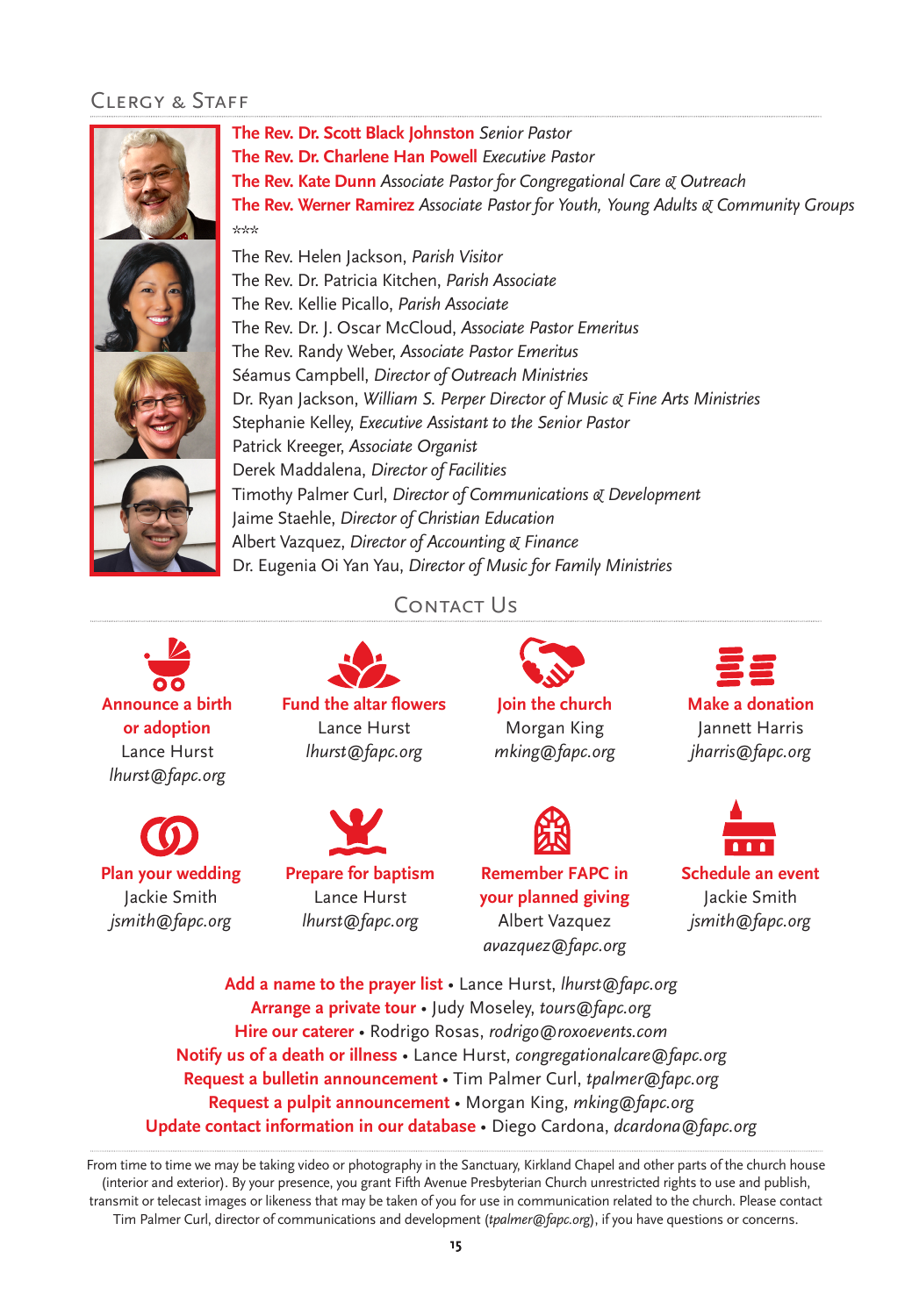## Clergy & Staff

**The Rev. Dr. Scott Black Johnston** *Senior Pastor*
**The Rev. Dr. Charlene Han Powell** *Executive Pastor*
**The Rev. Kate Dunn** *Associate Pastor for Congregational Care & Outreach*
**The Rev. Werner Ramirez** *Associate Pastor for Youth, Young Adults & Community Groups*

***

The Rev. Helen Jackson, *Parish Visitor*
The Rev. Dr. Patricia Kitchen, *Parish Associate*
The Rev. Kellie Picallo, *Parish Associate*
The Rev. Dr. J. Oscar McCloud, *Associate Pastor Emeritus*
The Rev. Randy Weber, *Associate Pastor Emeritus*
Séamus Campbell, *Director of Outreach Ministries*
Dr. Ryan Jackson, *William S. Perper Director of Music & Fine Arts Ministries*
Stephanie Kelley, *Executive Assistant to the Senior Pastor*
Patrick Kreeger, *Associate Organist*
Derek Maddalena, *Director of Facilities*
Timothy Palmer Curl, *Director of Communications & Development*
Jaime Staehle, *Director of Christian Education*
Albert Vazquez, *Director of Accounting & Finance*
Dr. Eugenia Oi Yan Yau, *Director of Music for Family Ministries*

## Contact Us

**Announce a birth or adoption**
Lance Hurst
*lhurst@fapc.org*

**Fund the altar flowers**
Lance Hurst
*lhurst@fapc.org*

**Join the church**
Morgan King
*mking@fapc.org*

**Make a donation**
Jannett Harris
*jharris@fapc.org*

**Plan your wedding**
Jackie Smith
*jsmith@fapc.org*

**Prepare for baptism**
Lance Hurst
*lhurst@fapc.org*

**Remember FAPC in your planned giving**
Albert Vazquez
*avazquez@fapc.org*

**Schedule an event**
Jackie Smith
*jsmith@fapc.org*

**Add a name to the prayer list** • Lance Hurst, *lhurst@fapc.org*
**Arrange a private tour** • Judy Moseley, *tours@fapc.org*
**Hire our caterer** • Rodrigo Rosas, *rodrigo@roxoevents.com*
**Notify us of a death or illness** • Lance Hurst, *congregationalcare@fapc.org*
**Request a bulletin announcement** • Tim Palmer Curl, *tpalmer@fapc.org*
**Request a pulpit announcement** • Morgan King, *mking@fapc.org*
**Update contact information in our database** • Diego Cardona, *dcardona@fapc.org*

From time to time we may be taking video or photography in the Sanctuary, Kirkland Chapel and other parts of the church house (interior and exterior). By your presence, you grant Fifth Avenue Presbyterian Church unrestricted rights to use and publish, transmit or telecast images or likeness that may be taken of you for use in communication related to the church. Please contact Tim Palmer Curl, director of communications and development (*tpalmer@fapc.org*), if you have questions or concerns.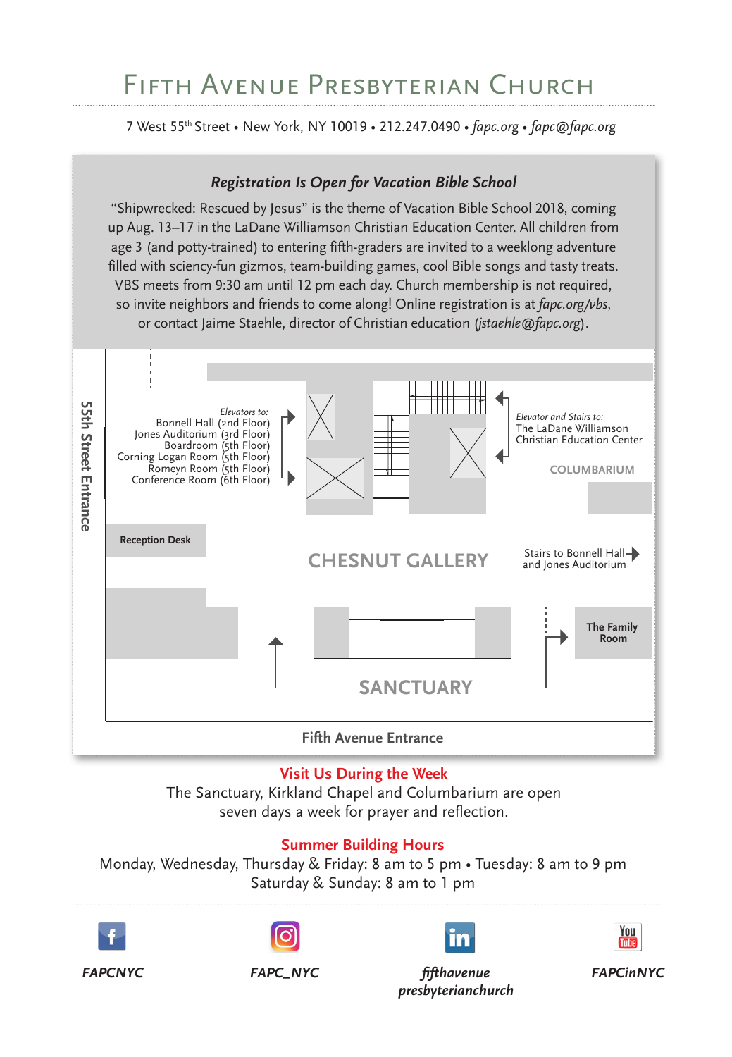# Fifth Avenue Presbyterian Church

7 West 55th Street • New York, NY 10019 • 212.247.0490 • *fapc.org* • *fapc@fapc.org*

## *Registration Is Open for Vacation Bible School*

"Shipwrecked: Rescued by Jesus" is the theme of Vacation Bible School 2018, coming up Aug. 13–17 in the LaDane Williamson Christian Education Center. All children from age 3 (and potty-trained) to entering fifth-graders are invited to a weeklong adventure filled with sciency-fun gizmos, team-building games, cool Bible songs and tasty treats. VBS meets from 9:30 am until 12 pm each day. Church membership is not required, so invite neighbors and friends to come along! Online registration is at *fapc.org/vbs*, or contact Jaime Staehle, director of Christian education (*jstaehle@fapc.org*).

55th Street Entrance

*Elevators to:*
Bonnell Hall (2nd Floor)
Jones Auditorium (3rd Floor)
Boardroom (5th Floor)
Corning Logan Room (5th Floor)
Romeyn Room (5th Floor)
Conference Room (6th Floor)

*Elevator and Stairs to:*
The LaDane Williamson Christian Education Center

COLUMBARIUM

Reception Desk

CHESNUT GALLERY

Stairs to Bonnell Hall and Jones Auditorium

The Family Room

SANCTUARY

Fifth Avenue Entrance

## Visit Us During the Week

The Sanctuary, Kirkland Chapel and Columbarium are open seven days a week for prayer and reflection.

## Summer Building Hours

Monday, Wednesday, Thursday & Friday: 8 am to 5 pm • Tuesday: 8 am to 9 pm
Saturday & Sunday: 8 am to 1 pm

*FAPCNYC* | *FAPC_NYC* | *fifthavenue presbyterianchurch* | *FAPCinNYC*